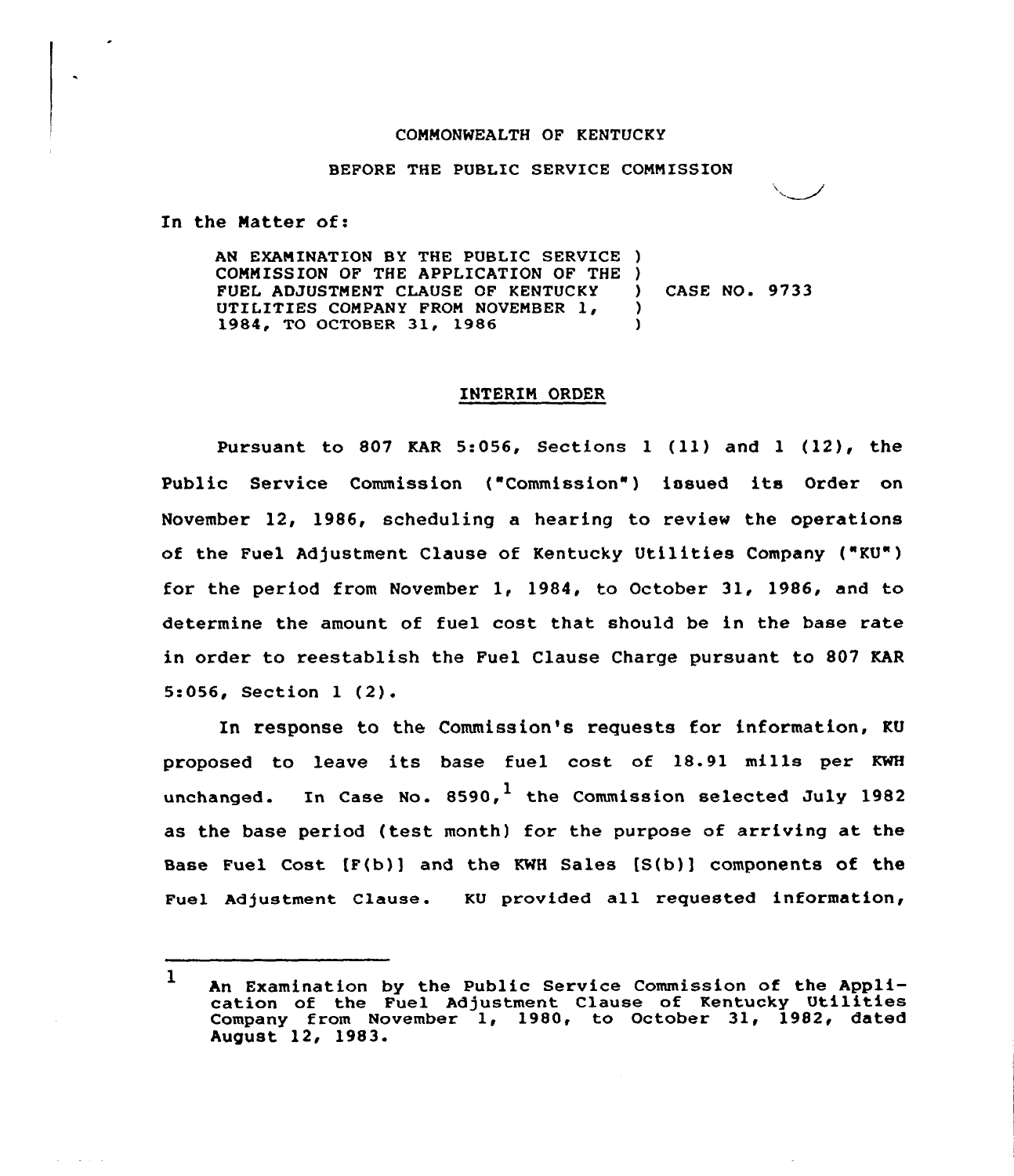COMMONWEALTH OF KENTUCKY

BEFORE THE PUBLIC SERVICE COMMISSION

In the Matter of:

AN EXAMINATION BY THE PUBLIC SERVICE COMMISSION OF THE APPLICATION OF THE FUEL ADJUSTMENT CLAUSE OF KENTUCKY UTILITIES COMPANY FROM NOVEMBER 1, 1984, TO OCTOBER 31, 1986 ) CASE NO. 9733

## INTERIM ORDER

Pursuant to 807 KAR 5:056, Sections 1 (11) and 1 (12), the Public Service Commission ("Commission") issued its Order on November 12, 1986, scheduling a hearing to review the operations of the Fuel Adjustment Clause of Kentucky Utilities Company ("KU") for the period from November 1, 1984, to October 31, 1986, and to determine the amount of fuel cost that should be in the base rate in order to reestablish the Fuel Clause Charge pursuant to 807 KAR 5:056, Section 1 (2).

In response to the Commission's requests for information, KU proposed to leave its base fuel cost of 18.91 mills per KWH unchanged. In Case No. 8590,[1] the Commission selected July 1982 as the base period (test month) for the purpose of arriving at the Base Fuel Cost [F(b)] and the KWH Sales [S(b)] components of the Fuel Adjustment Clause. KU provided all requested information,

---

[1] An Examination by the Public Service Commission of the Application of the Fuel Adjustment Clause of Kentucky Utilities Company from November 1, 1980, to October 31, 1982, dated August 12, 1983.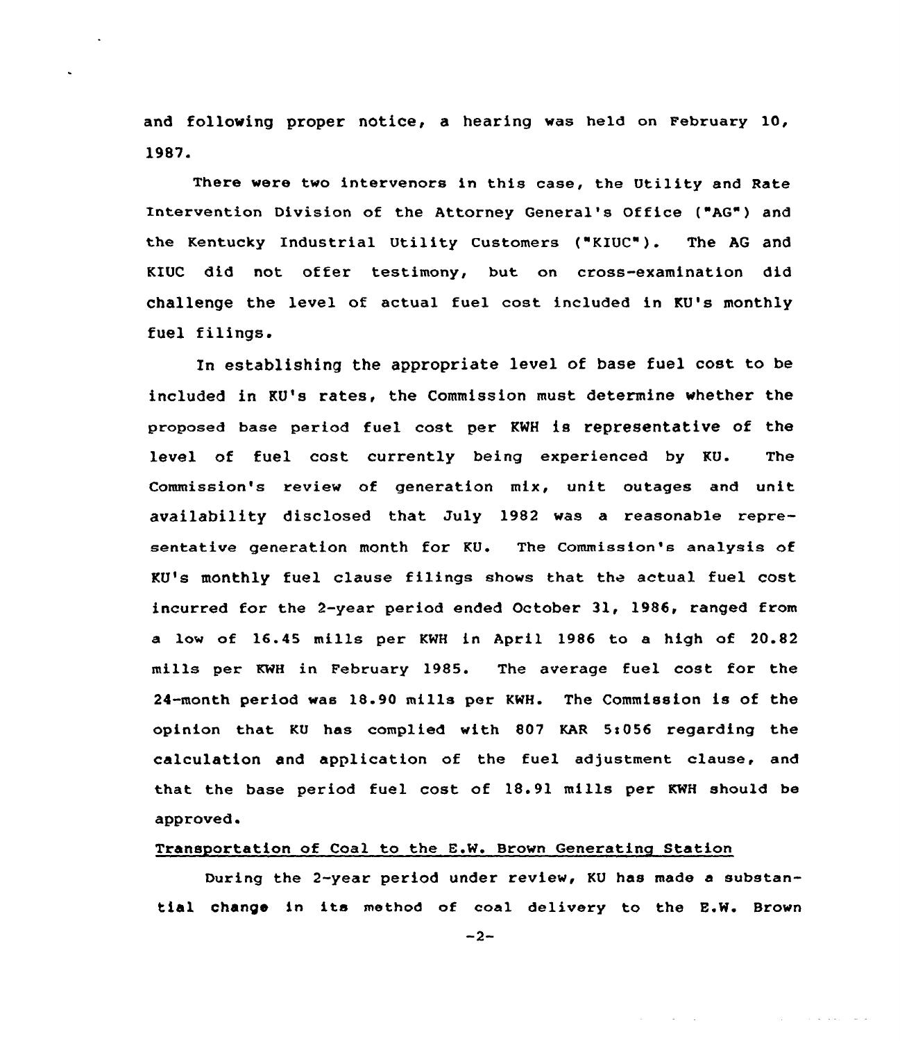and following proper notice, a hearing was held on February 10, 1987.

There were two intervenors in this case, the Utility and Rate Intervention Division of the Attorney General's Office ("AG") and the Kentucky Industrial Utility Customers ("KIUC"). The AG and KIUC did not offer testimony, but on cross-examination did challenge the level of actual fuel cost included in KU's monthly fuel filings.

In establishing the appropriate level of base fuel cost to be included in KU's rates, the Commission must determine whether the proposed base period fuel cost per KWH is representative of the level of fuel cost currently being experienced by KU. The Commission's review of generation mix, unit outages and unit availability disclosed that July 1982 was a reasonable representative generation month for KU. The Commission's analysis of KU's monthly fuel clause filings shows that the actual fuel cost incurred for the 2-year period ended October 31, 1986, ranged from a low of 16.45 mills per KWH in April 1986 to a high of 20.82 mills per KWH in February 1985. The average fuel cost for the 24-month period was 18.90 mills per KWH. The Commission is of the opinion that KU has complied with 807 KAR 5:056 regarding the calculation and application of the fuel adjustment clause, and that the base period fuel cost of 18.91 mills per KWH should be approved.

## Transportation of Coal to the E.W. Brown Generating Station

During the 2-year period under review, KU has made a substantial change in its method of coal delivery to the E.W. Brown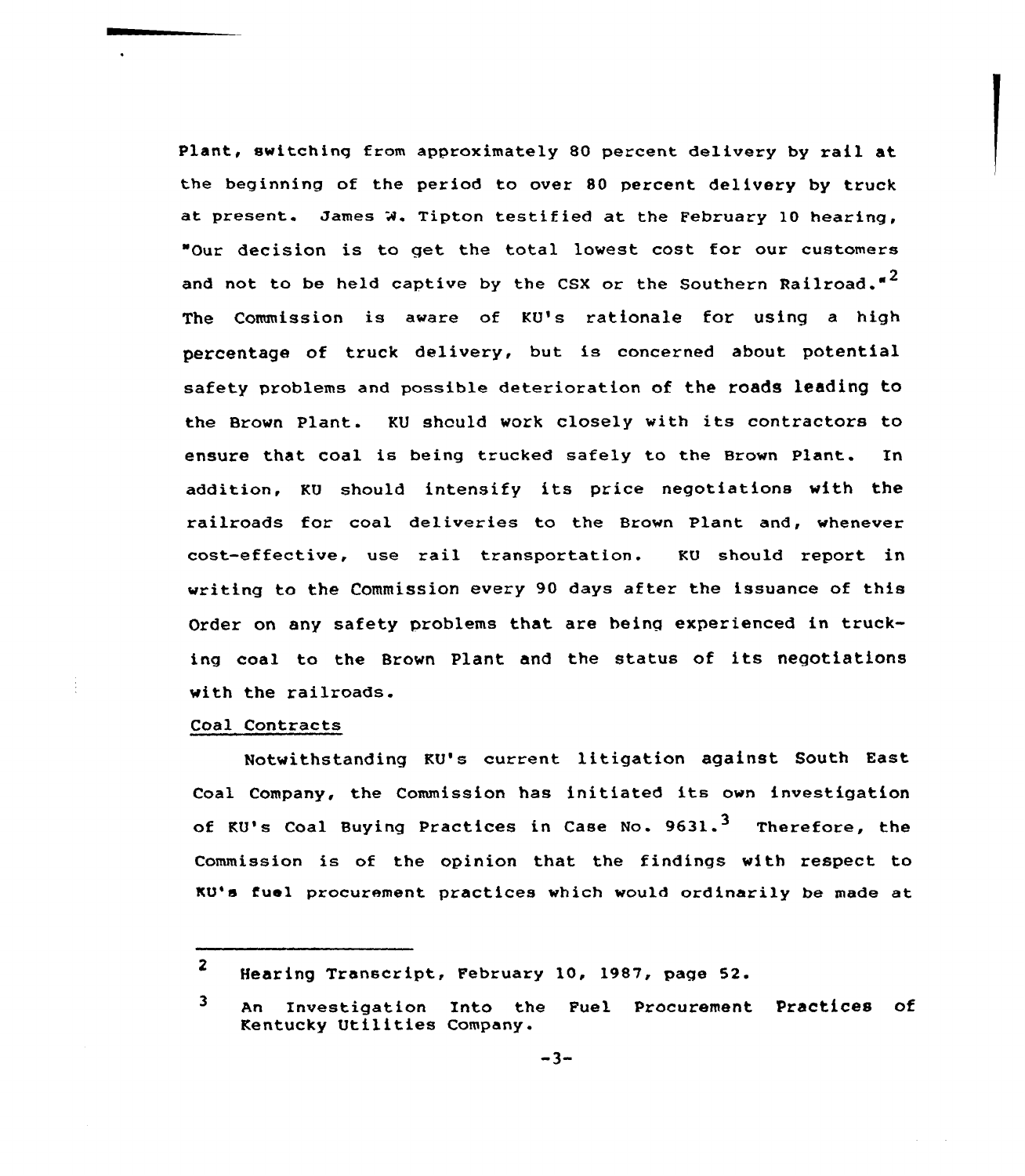Plant, switching from approximately 80 percent delivery by rail at the beginning of the period to over 80 percent delivery by truck at present. James W. Tipton testified at the February 10 hearing, "Our decision is to get the total lowest cost for our customers and not to be held captive by the CSX or the Southern Railroad."[2] The Commission is aware of KU's rationale for using a high percentage of truck delivery, but is concerned about potential safety problems and possible deterioration of the roads leading to the Brown Plant. KU should work closely with its contractors to ensure that coal is being trucked safely to the Brown Plant. In addition, KU should intensify its price negotiations with the railroads for coal deliveries to the Brown Plant and, whenever cost-effective, use rail transportation. KU should report in writing to the Commission every 90 days after the issuance of this Order on any safety problems that are being experienced in trucking coal to the Brown Plant and the status of its negotiations with the railroads.

Coal Contracts

Notwithstanding KU's current litigation against South East Coal Company, the Commission has initiated its own investigation of KU's Coal Buying Practices in Case No. 9631.[3] Therefore, the Commission is of the opinion that the findings with respect to KU's fuel procurement practices which would ordinarily be made at

---

[2] Hearing Transcript, February 10, 1987, page 52.

[3] An Investigation Into the Fuel Procurement Practices of Kentucky Utilities Company.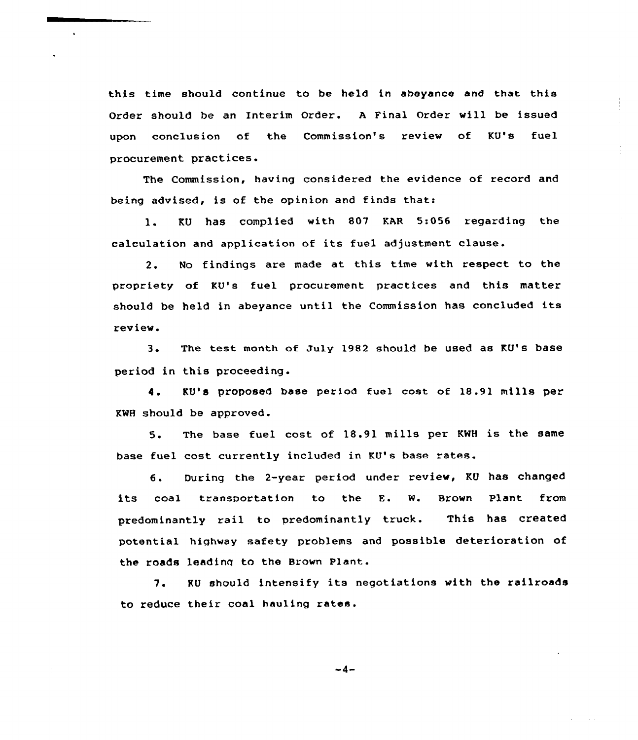this time should continue to be held in abeyance and that this Order should be an Interim Order. A Final Order will be issued upon conclusion of the Commission's review of KU's fuel procurement practices.

The Commission, having considered the evidence of record and being advised, is of the opinion and finds that:

1. KU has complied with 807 KAR 5:056 regarding the calculation and application of its fuel adjustment clause.

2. No findings are made at this time with respect to the propriety of KU's fuel procurement practices and this matter should be held in abeyance until the Commission has concluded its review.

3. The test month of July 1982 should be used as KU's base period in this proceeding.

4. KU's proposed base period fuel cost of 18.91 mills per KWH should be approved.

5. The base fuel cost of 18.91 mills per KWH is the same base fuel cost currently included in KU's base rates.

6. During the 2-year period under review, KU has changed its coal transportation to the E. W. Brown Plant from predominantly rail to predominantly truck. This has created potential highway safety problems and possible deterioration of the roads leading to the Brown Plant.

7. KU should intensify its negotiations with the railroads to reduce their coal hauling rates.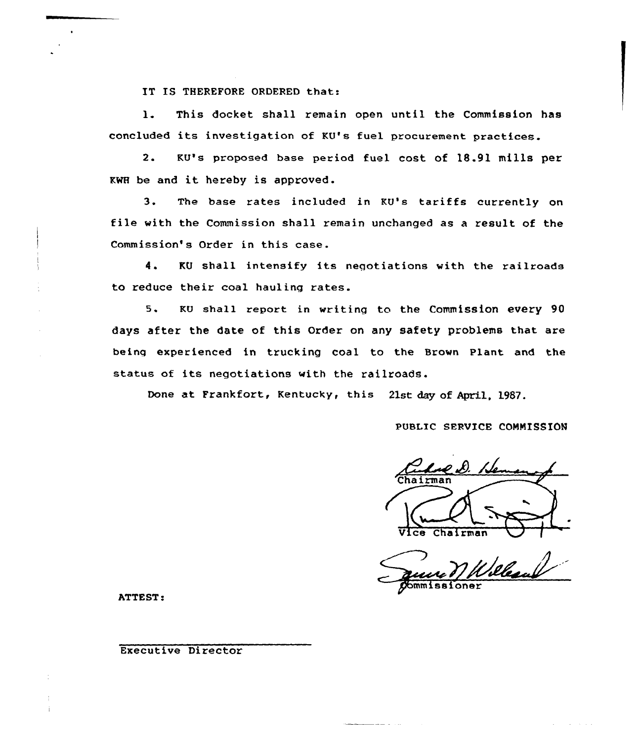IT IS THEREFORE ORDERED that:

1. This docket shall remain open until the Commission has concluded its investigation of KU's fuel procurement practices.

2. KU's proposed base period fuel cost of 18.91 mills per KWH be and it hereby is approved.

3. The base rates included in KU's tariffs currently on file with the Commission shall remain unchanged as a result of the Commission's Order in this case.

4. KU shall intensify its negotiations with the railroads to reduce their coal hauling rates.

5. KU shall report in writing to the Commission every 90 days after the date of this Order on any safety problems that are being experienced in trucking coal to the Brown Plant and the status of its negotiations with the railroads.

Done at Frankfort, Kentucky, this 21st day of April, 1987.

PUBLIC SERVICE COMMISSION

Chairman

Vice Chairman

Commissioner

ATTEST:

Executive Director